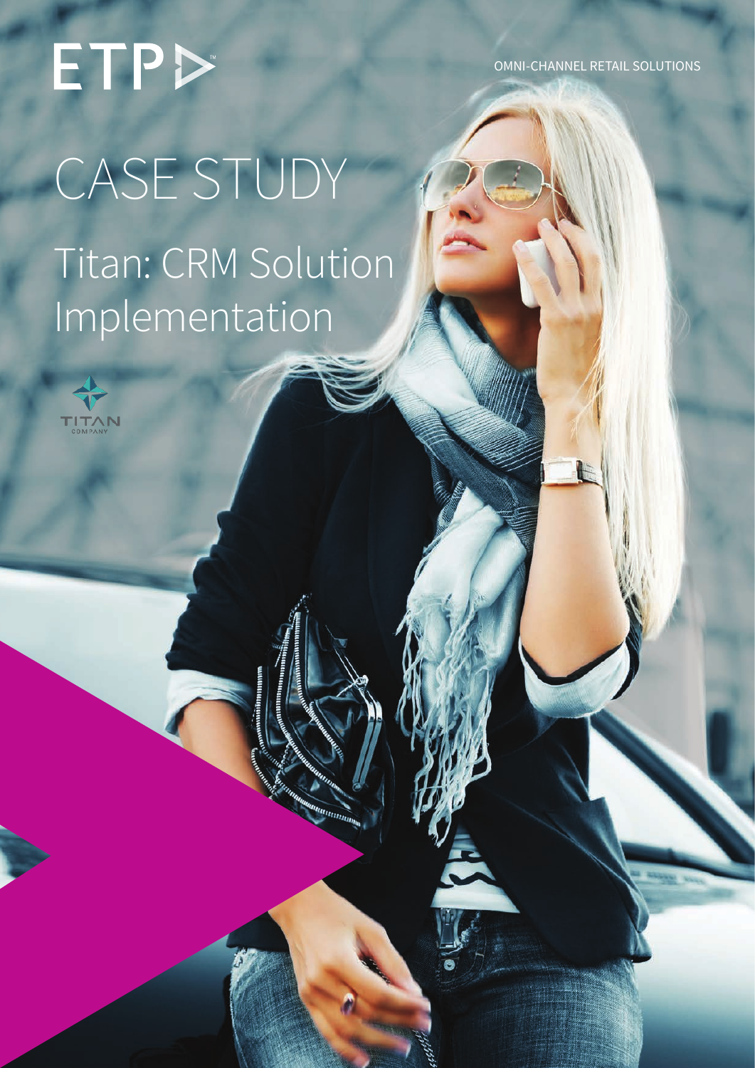ETP™

OMNI-CHANNEL RETAIL SOLUTIONS

# CASE STUDY

## Titan: CRM Solution Implementation

TITAN COMPANY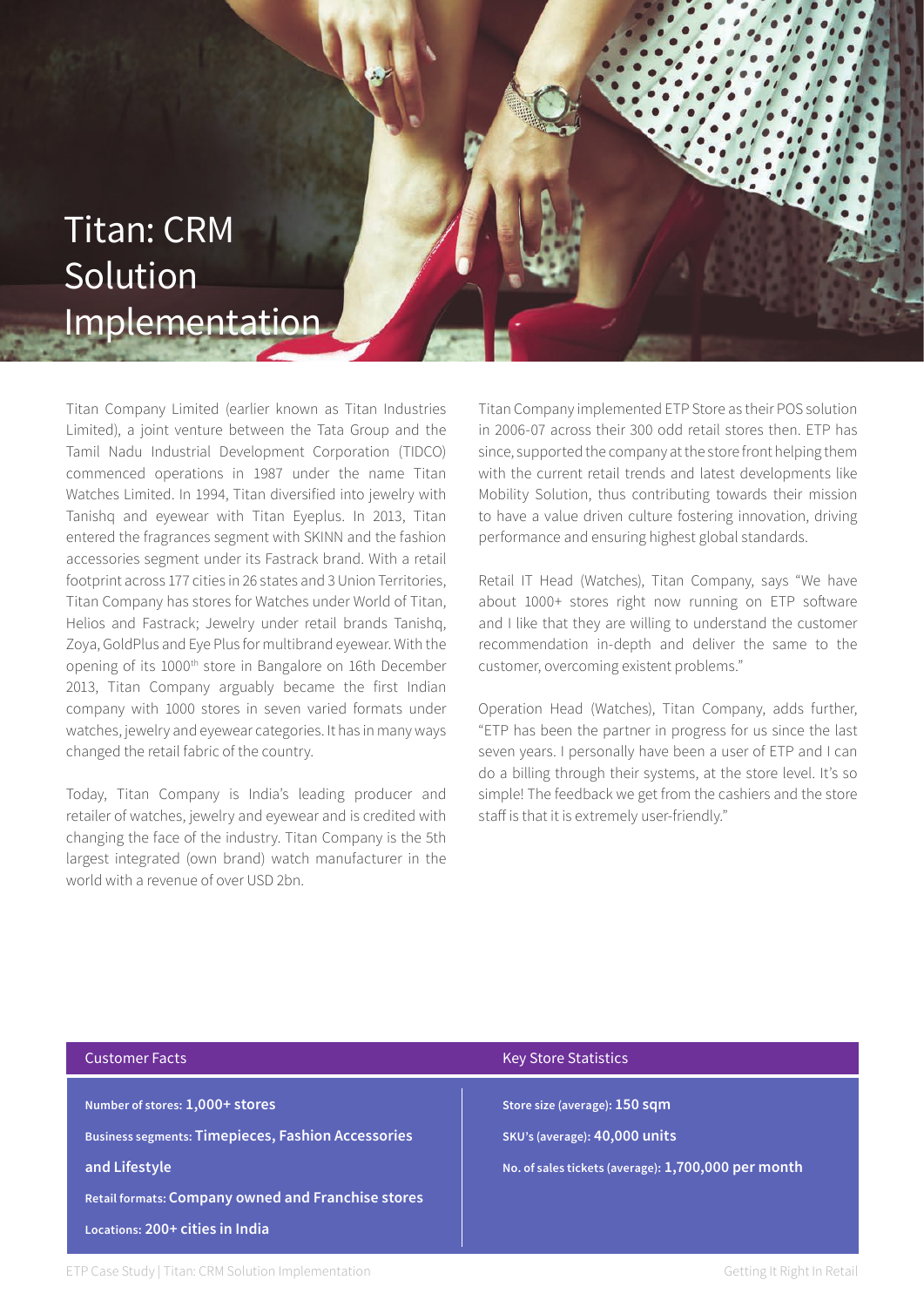# Titan: CRM Solution Implementation

Titan Company Limited (earlier known as Titan Industries Limited), a joint venture between the Tata Group and the Tamil Nadu Industrial Development Corporation (TIDCO) commenced operations in 1987 under the name Titan Watches Limited. In 1994, Titan diversified into jewelry with Tanishq and eyewear with Titan Eyeplus. In 2013, Titan entered the fragrances segment with SKINN and the fashion accessories segment under its Fastrack brand. With a retail footprint across 177 cities in 26 states and 3 Union Territories, Titan Company has stores for Watches under World of Titan, Helios and Fastrack; Jewelry under retail brands Tanishq, Zoya, GoldPlus and Eye Plus for multibrand eyewear. With the opening of its 1000th store in Bangalore on 16th December 2013, Titan Company arguably became the first Indian company with 1000 stores in seven varied formats under watches, jewelry and eyewear categories. It has in many ways changed the retail fabric of the country.

Today, Titan Company is India's leading producer and retailer of watches, jewelry and eyewear and is credited with changing the face of the industry. Titan Company is the 5th largest integrated (own brand) watch manufacturer in the world with a revenue of over USD 2bn.

Titan Company implemented ETP Store as their POS solution in 2006-07 across their 300 odd retail stores then. ETP has since, supported the company at the store front helping them with the current retail trends and latest developments like Mobility Solution, thus contributing towards their mission to have a value driven culture fostering innovation, driving performance and ensuring highest global standards.

Retail IT Head (Watches), Titan Company, says "We have about 1000+ stores right now running on ETP software and I like that they are willing to understand the customer recommendation in-depth and deliver the same to the customer, overcoming existent problems."

Operation Head (Watches), Titan Company, adds further, "ETP has been the partner in progress for us since the last seven years. I personally have been a user of ETP and I can do a billing through their systems, at the store level. It's so simple! The feedback we get from the cashiers and the store staff is that it is extremely user-friendly."

| Customer Facts | Key Store Statistics |
| --- | --- |
| Number of stores: **1,000+ stores** | Store size (average): **150 sqm** |
| Business segments: **Timepieces, Fashion Accessories and Lifestyle** | SKU's (average): **40,000 units** |
| Retail formats: **Company owned and Franchise stores** | No. of sales tickets (average): **1,700,000 per month** |
| Locations: **200+ cities in India** | |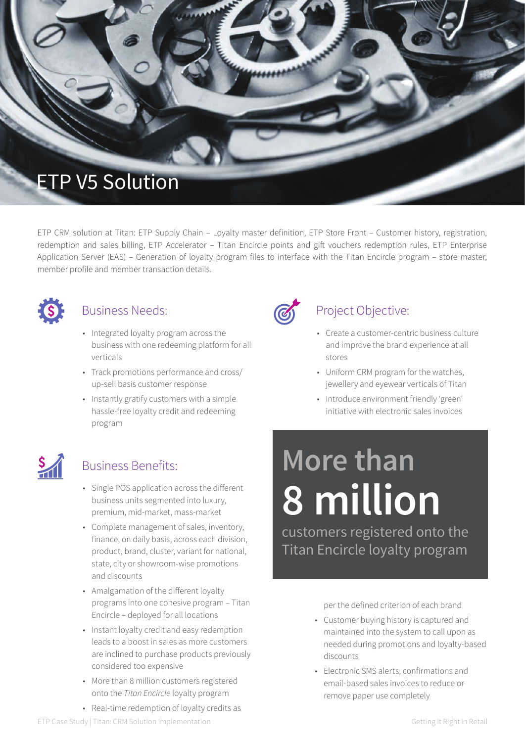# ETP V5 Solution

ETP CRM solution at Titan: ETP Supply Chain – Loyalty master definition, ETP Store Front – Customer history, registration, redemption and sales billing, ETP Accelerator – Titan Encircle points and gift vouchers redemption rules, ETP Enterprise Application Server (EAS) – Generation of loyalty program files to interface with the Titan Encircle program – store master, member profile and member transaction details.

## Business Needs:

- Integrated loyalty program across the business with one redeeming platform for all verticals
- Track promotions performance and cross/up-sell basis customer response
- Instantly gratify customers with a simple hassle-free loyalty credit and redeeming program

## Project Objective:

- Create a customer-centric business culture and improve the brand experience at all stores
- Uniform CRM program for the watches, jewellery and eyewear verticals of Titan
- Introduce environment friendly 'green' initiative with electronic sales invoices

## Business Benefits:

- Single POS application across the different business units segmented into luxury, premium, mid-market, mass-market
- Complete management of sales, inventory, finance, on daily basis, across each division, product, brand, cluster, variant for national, state, city or showroom-wise promotions and discounts
- Amalgamation of the different loyalty programs into one cohesive program – Titan Encircle – deployed for all locations
- Instant loyalty credit and easy redemption leads to a boost in sales as more customers are inclined to purchase products previously considered too expensive
- More than 8 million customers registered onto the *Titan Encircle* loyalty program
- Real-time redemption of loyalty credits as per the defined criterion of each brand
- Customer buying history is captured and maintained into the system to call upon as needed during promotions and loyalty-based discounts
- Electronic SMS alerts, confirmations and email-based sales invoices to reduce or remove paper use completely

**More than 8 million** customers registered onto the Titan Encircle loyalty program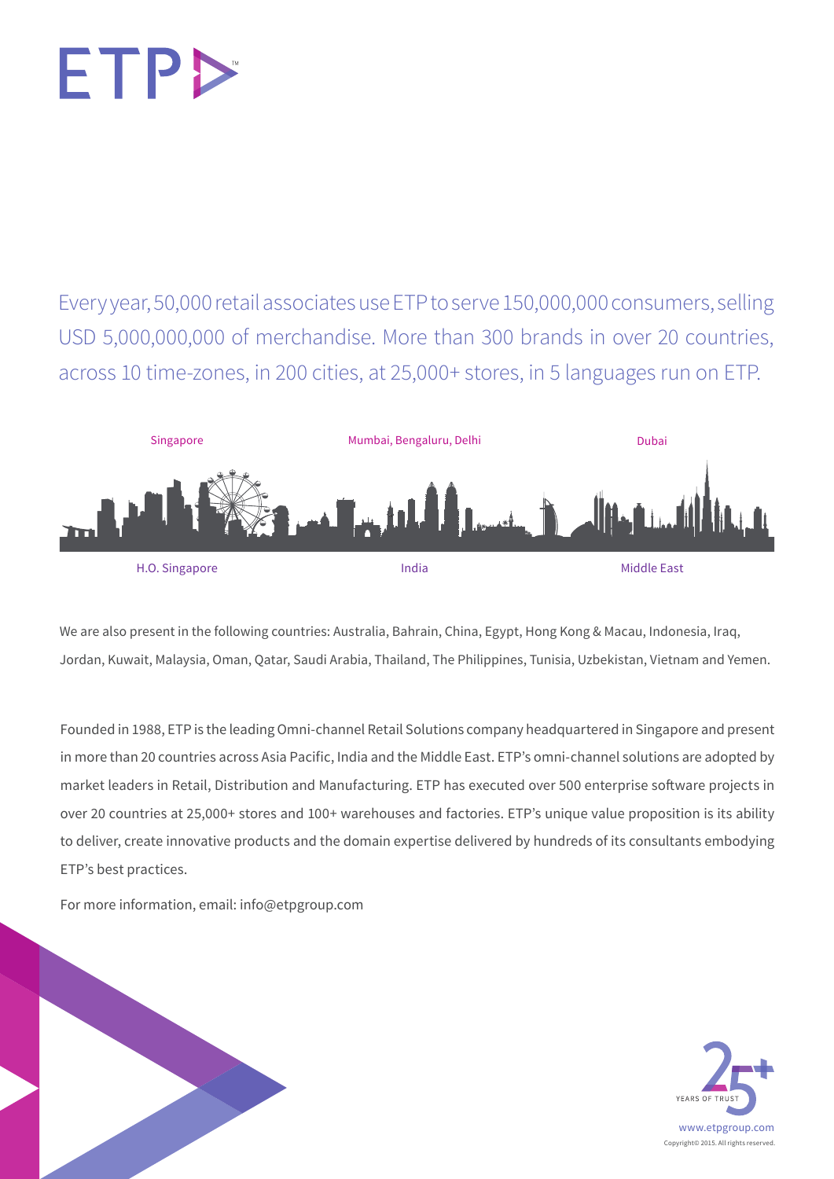# ETP

Every year, 50,000 retail associates use ETP to serve 150,000,000 consumers, selling USD 5,000,000,000 of merchandise. More than 300 brands in over 20 countries, across 10 time-zones, in 200 cities, at 25,000+ stores, in 5 languages run on ETP.

Singapore

Mumbai, Bengaluru, Delhi

Dubai

H.O. Singapore

India

Middle East

We are also present in the following countries: Australia, Bahrain, China, Egypt, Hong Kong & Macau, Indonesia, Iraq, Jordan, Kuwait, Malaysia, Oman, Qatar, Saudi Arabia, Thailand, The Philippines, Tunisia, Uzbekistan, Vietnam and Yemen.

Founded in 1988, ETP is the leading Omni-channel Retail Solutions company headquartered in Singapore and present in more than 20 countries across Asia Pacific, India and the Middle East. ETP's omni-channel solutions are adopted by market leaders in Retail, Distribution and Manufacturing. ETP has executed over 500 enterprise software projects in over 20 countries at 25,000+ stores and 100+ warehouses and factories. ETP's unique value proposition is its ability to deliver, create innovative products and the domain expertise delivered by hundreds of its consultants embodying ETP's best practices.

For more information, email: info@etpgroup.com

25+ YEARS OF TRUST

www.etpgroup.com

Copyright© 2015. All rights reserved.